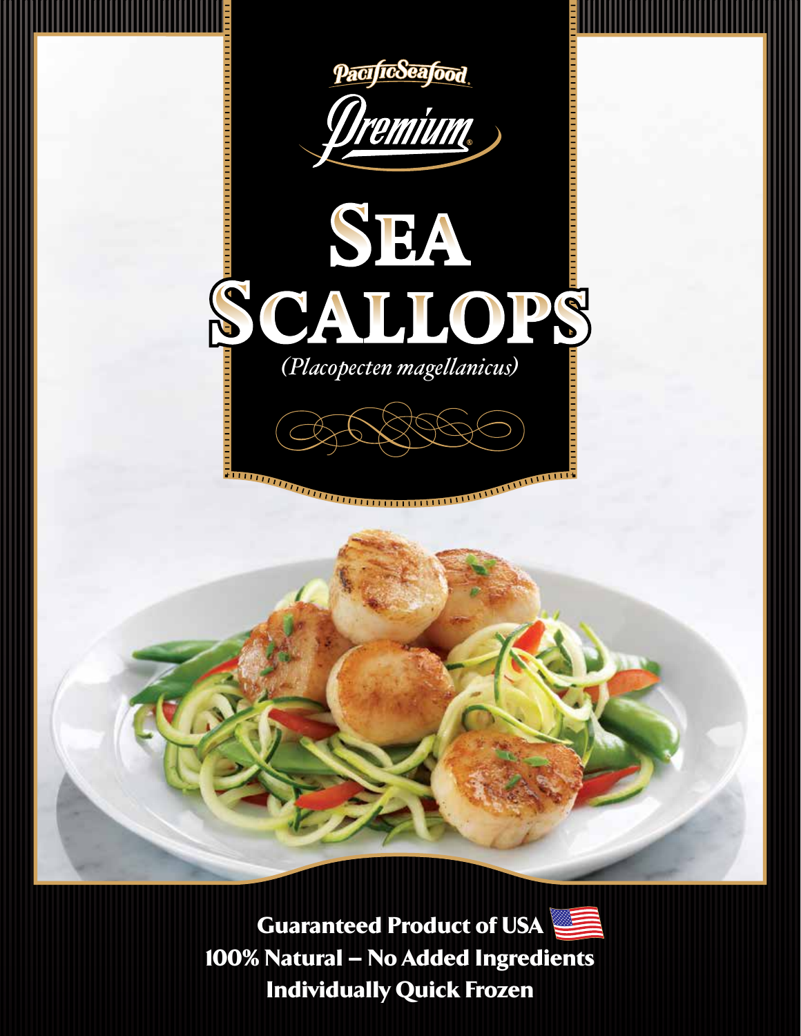Pacific Seafood

Premium

# Sea Scallops

*(Placopecten magellanicus)*

**Guaranteed Product of USA**
**100% Natural – No Added Ingredients**
**Individually Quick Frozen**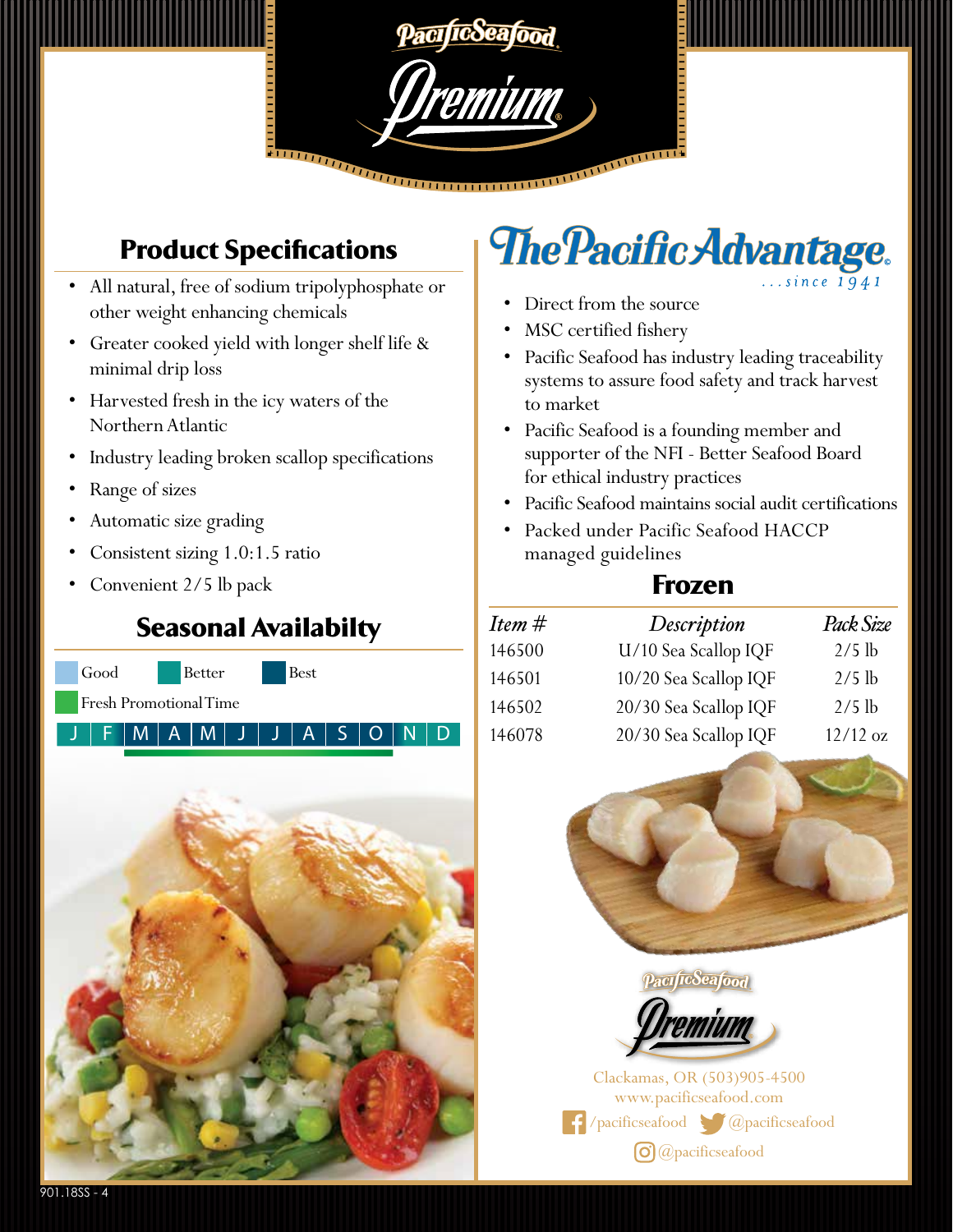Pacific Seafood

Premium

## Product Specifications

- All natural, free of sodium tripolyphosphate or other weight enhancing chemicals
- Greater cooked yield with longer shelf life & minimal drip loss
- Harvested fresh in the icy waters of the Northern Atlantic
- Industry leading broken scallop specifications
- Range of sizes
- Automatic size grading
- Consistent sizing 1.0:1.5 ratio
- Convenient 2/5 lb pack

## Seasonal Availabilty

Good Better Best

Fresh Promotional Time

J F M A M J J A S O N D

## The Pacific Advantage

...since 1941

- Direct from the source
- MSC certified fishery
- Pacific Seafood has industry leading traceability systems to assure food safety and track harvest to market
- Pacific Seafood is a founding member and supporter of the NFI - Better Seafood Board for ethical industry practices
- Pacific Seafood maintains social audit certifications
- Packed under Pacific Seafood HACCP managed guidelines

## Frozen

| *Item #* | *Description* | *Pack Size* |
|---|---|---|
| 146500 | U/10 Sea Scallop IQF | 2/5 lb |
| 146501 | 10/20 Sea Scallop IQF | 2/5 lb |
| 146502 | 20/30 Sea Scallop IQF | 2/5 lb |
| 146078 | 20/30 Sea Scallop IQF | 12/12 oz |

Pacific Seafood Premium

Clackamas, OR (503)905-4500
www.pacificseafood.com
/pacificseafood @pacificseafood
@pacificseafood

901.18SS - 4